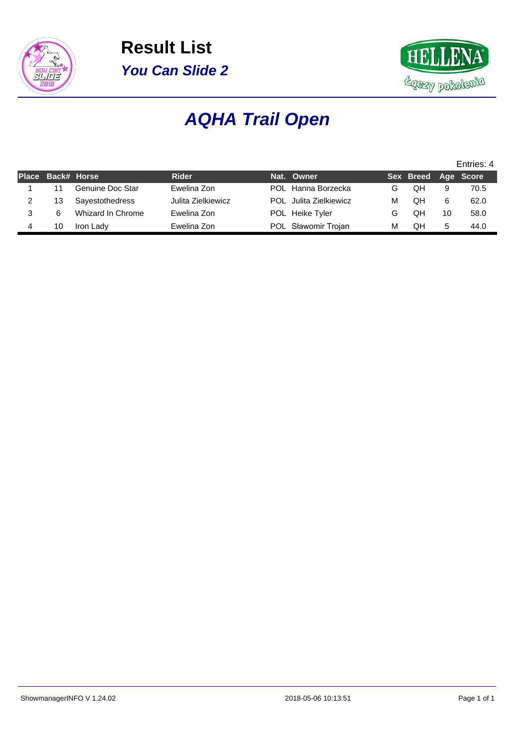# Result List

## *You Can Slide 2*

# *AQHA Trail Open*

Entries: 4

| Place | Back# | Horse | Rider | Nat. | Owner | Sex | Breed | Age | Score |
|---|---|---|---|---|---|---|---|---|---|
| 1 | 11 | Genuine Doc Star | Ewelina Zon | POL | Hanna Borzecka | G | QH | 9 | 70.5 |
| 2 | 13 | Sayestothedress | Julita Zielkiewicz | POL | Julita Zielkiewicz | M | QH | 6 | 62.0 |
| 3 | 6 | Whizard In Chrome | Ewelina Zon | POL | Heike Tyler | G | QH | 10 | 58.0 |
| 4 | 10 | Iron Lady | Ewelina Zon | POL | Sławomir Trojan | M | QH | 5 | 44.0 |

ShowmanagerINFO V 1.24.02 2018-05-06 10:13:51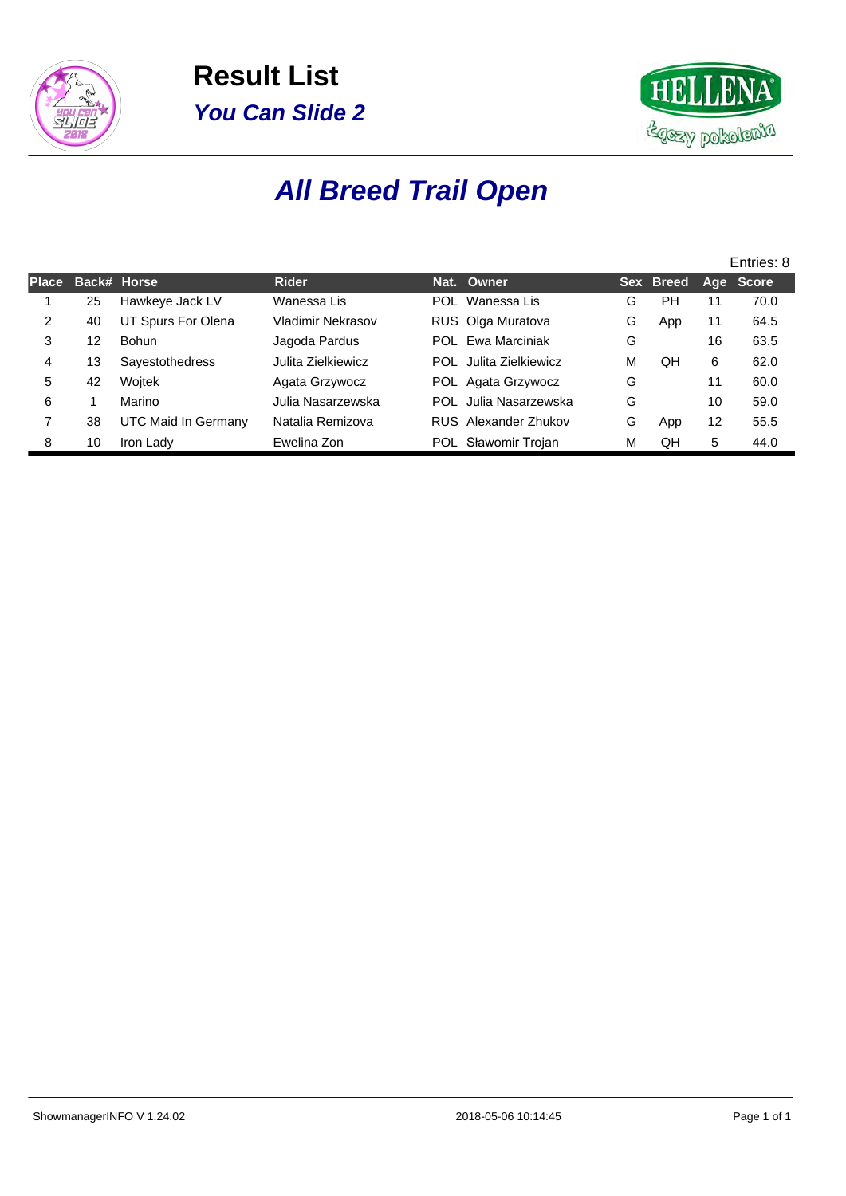# Result List

## *You Can Slide 2*

# *All Breed Trail Open*

Entries: 8

| Place | Back# | Horse | Rider | Nat. | Owner | Sex | Breed | Age | Score |
|---|---|---|---|---|---|---|---|---|---|
| 1 | 25 | Hawkeye Jack LV | Wanessa Lis | POL | Wanessa Lis | G | PH | 11 | 70.0 |
| 2 | 40 | UT Spurs For Olena | Vladimir Nekrasov | RUS | Olga Muratova | G | App | 11 | 64.5 |
| 3 | 12 | Bohun | Jagoda Pardus | POL | Ewa Marciniak | G | | 16 | 63.5 |
| 4 | 13 | Sayestothedress | Julita Zielkiewicz | POL | Julita Zielkiewicz | M | QH | 6 | 62.0 |
| 5 | 42 | Wojtek | Agata Grzywocz | POL | Agata Grzywocz | G | | 11 | 60.0 |
| 6 | 1 | Marino | Julia Nasarzewska | POL | Julia Nasarzewska | G | | 10 | 59.0 |
| 7 | 38 | UTC Maid In Germany | Natalia Remizova | RUS | Alexander Zhukov | G | App | 12 | 55.5 |
| 8 | 10 | Iron Lady | Ewelina Zon | POL | Sławomir Trojan | M | QH | 5 | 44.0 |

ShowmanagerINFO V 1.24.02 2018-05-06 10:14:45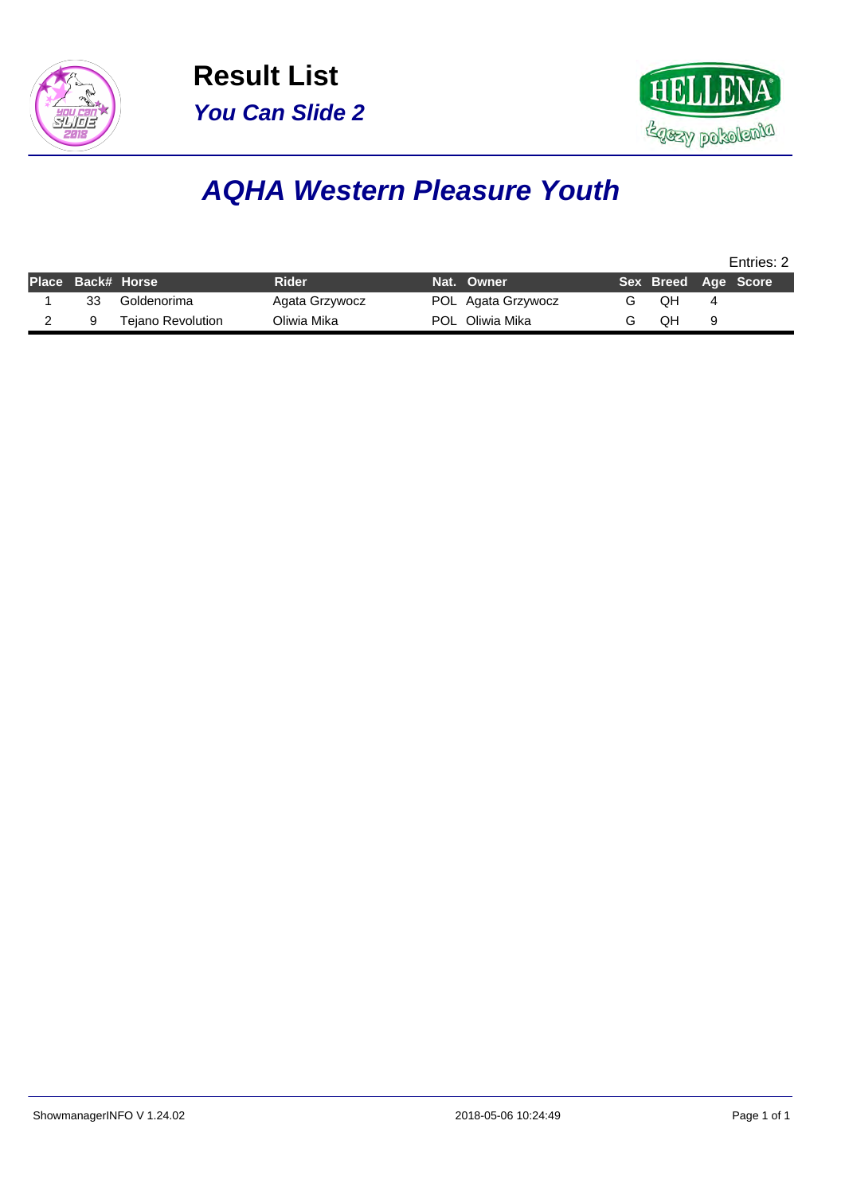# Result List

## *You Can Slide 2*

# *AQHA Western Pleasure Youth*

Entries: 2

| Place | Back# | Horse | Rider | Nat. | Owner | Sex | Breed | Age | Score |
|---|---|---|---|---|---|---|---|---|---|
| 1 | 33 | Goldenorima | Agata Grzywocz | POL | Agata Grzywocz | G | QH | 4 | |
| 2 | 9 | Tejano Revolution | Oliwia Mika | POL | Oliwia Mika | G | QH | 9 | |

ShowmanagerINFO V 1.24.02 2018-05-06 10:24:49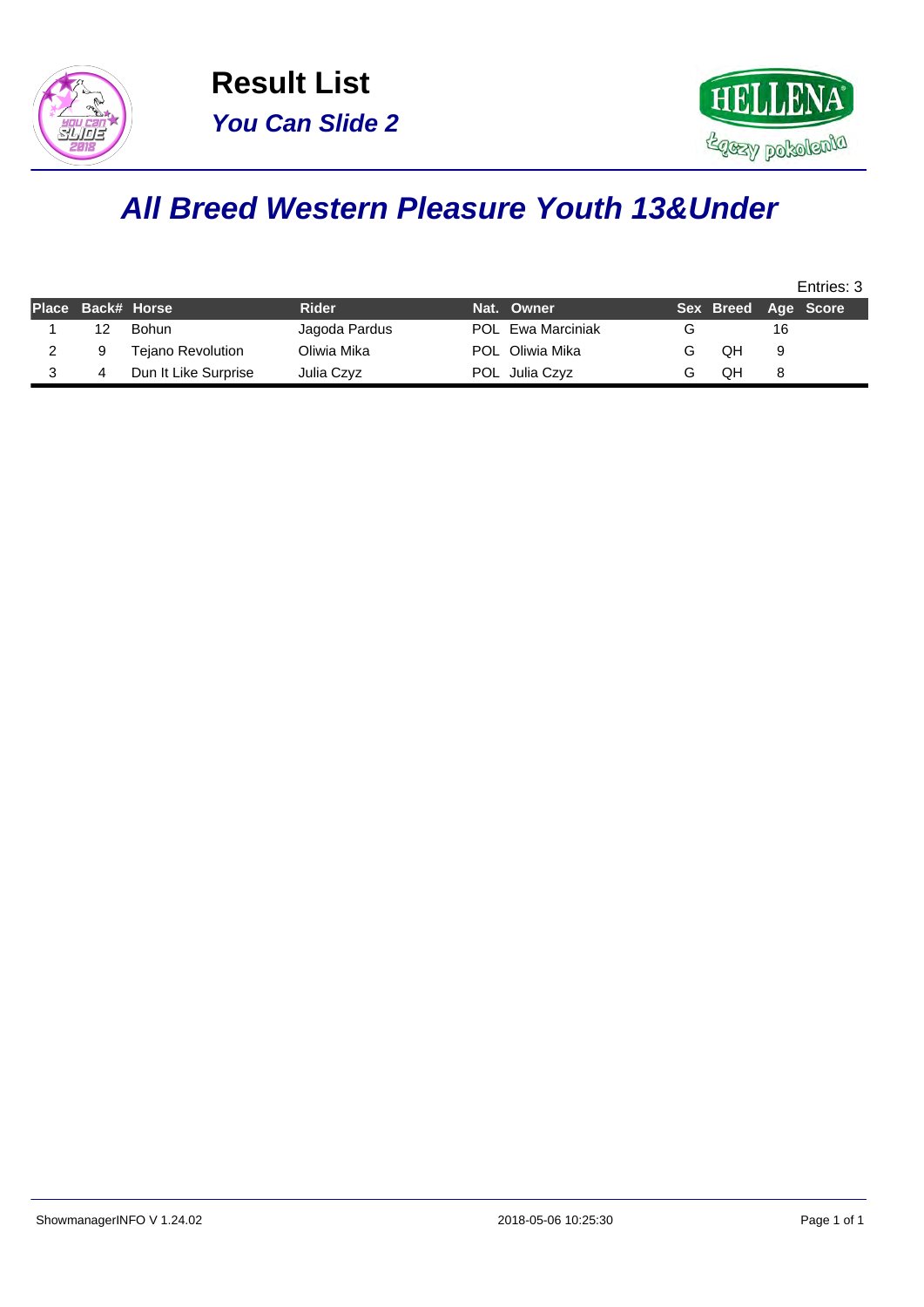# Result List

## You Can Slide 2

# All Breed Western Pleasure Youth 13&Under

Entries: 3

| Place | Back# | Horse | Rider | Nat. | Owner | Sex | Breed | Age | Score |
|---|---|---|---|---|---|---|---|---|---|
| 1 | 12 | Bohun | Jagoda Pardus | POL | Ewa Marciniak | G | | 16 | |
| 2 | 9 | Tejano Revolution | Oliwia Mika | POL | Oliwia Mika | G | QH | 9 | |
| 3 | 4 | Dun It Like Surprise | Julia Czyz | POL | Julia Czyz | G | QH | 8 | |

ShowmanagerINFO V 1.24.02 2018-05-06 10:25:30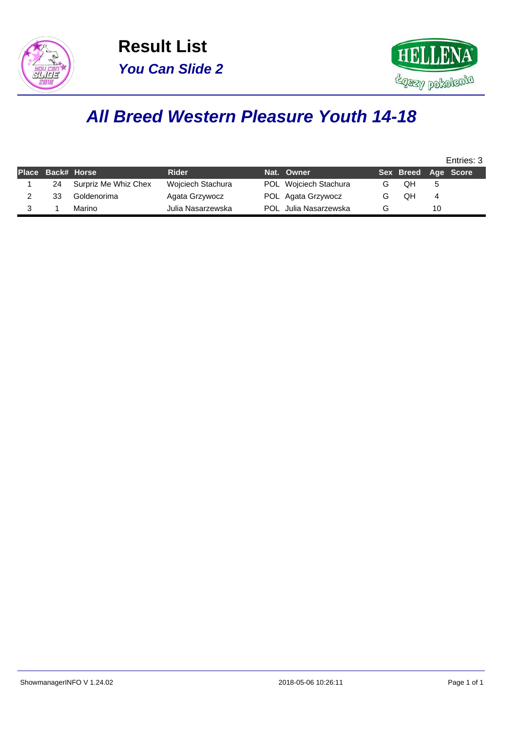# Result List

## *You Can Slide 2*

## *All Breed Western Pleasure Youth 14-18*

Entries: 3

| Place | Back# | Horse | Rider | Nat. | Owner | Sex | Breed | Age | Score |
|---|---|---|---|---|---|---|---|---|---|
| 1 | 24 | Surpriz Me Whiz Chex | Wojciech Stachura | POL | Wojciech Stachura | G | QH | 5 | |
| 2 | 33 | Goldenorima | Agata Grzywocz | POL | Agata Grzywocz | G | QH | 4 | |
| 3 | 1 | Marino | Julia Nasarzewska | POL | Julia Nasarzewska | G | | 10 | |

ShowmanagerINFO V 1.24.02 2018-05-06 10:26:11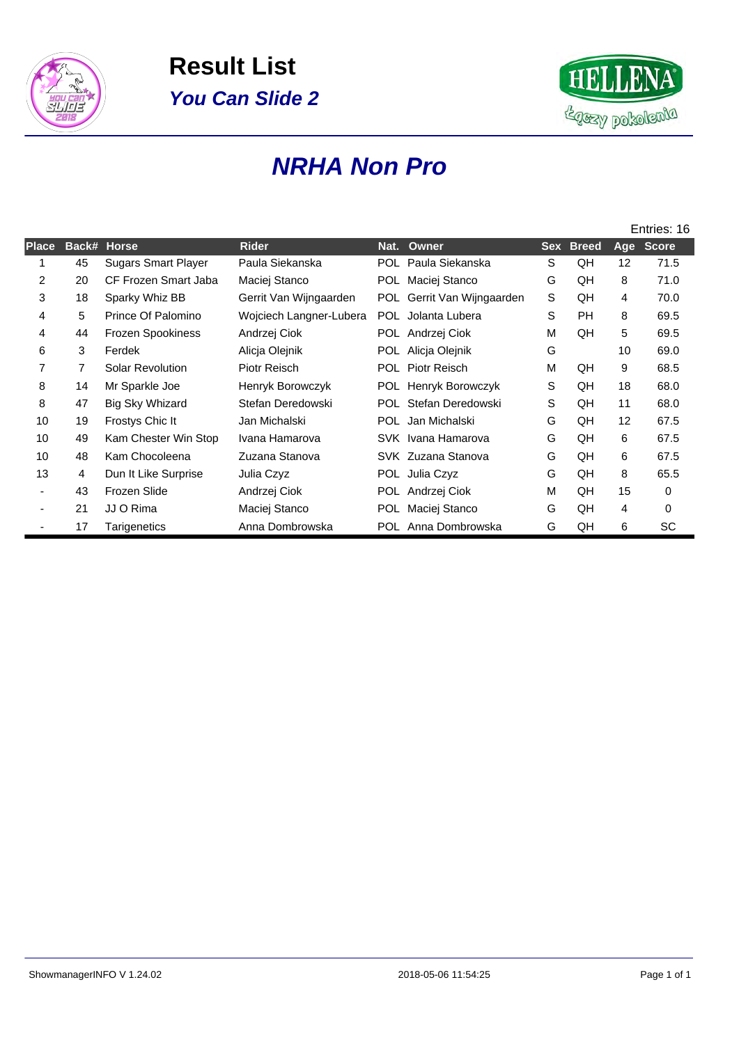# Result List

## *You Can Slide 2*

## *NRHA Non Pro*

Entries: 16

| Place | Back# | Horse | Rider | Nat. | Owner | Sex | Breed | Age | Score |
|---|---|---|---|---|---|---|---|---|---|
| 1 | 45 | Sugars Smart Player | Paula Siekanska | POL | Paula Siekanska | S | QH | 12 | 71.5 |
| 2 | 20 | CF Frozen Smart Jaba | Maciej Stanco | POL | Maciej Stanco | G | QH | 8 | 71.0 |
| 3 | 18 | Sparky Whiz BB | Gerrit Van Wijngaarden | POL | Gerrit Van Wijngaarden | S | QH | 4 | 70.0 |
| 4 | 5 | Prince Of Palomino | Wojciech Langner-Lubera | POL | Jolanta Lubera | S | PH | 8 | 69.5 |
| 4 | 44 | Frozen Spookiness | Andrzej Ciok | POL | Andrzej Ciok | M | QH | 5 | 69.5 |
| 6 | 3 | Ferdek | Alicja Olejnik | POL | Alicja Olejnik | G | | 10 | 69.0 |
| 7 | 7 | Solar Revolution | Piotr Reisch | POL | Piotr Reisch | M | QH | 9 | 68.5 |
| 8 | 14 | Mr Sparkle Joe | Henryk Borowczyk | POL | Henryk Borowczyk | S | QH | 18 | 68.0 |
| 8 | 47 | Big Sky Whizard | Stefan Deredowski | POL | Stefan Deredowski | S | QH | 11 | 68.0 |
| 10 | 19 | Frostys Chic It | Jan Michalski | POL | Jan Michalski | G | QH | 12 | 67.5 |
| 10 | 49 | Kam Chester Win Stop | Ivana Hamarova | SVK | Ivana Hamarova | G | QH | 6 | 67.5 |
| 10 | 48 | Kam Chocoleena | Zuzana Stanova | SVK | Zuzana Stanova | G | QH | 6 | 67.5 |
| 13 | 4 | Dun It Like Surprise | Julia Czyz | POL | Julia Czyz | G | QH | 8 | 65.5 |
| - | 43 | Frozen Slide | Andrzej Ciok | POL | Andrzej Ciok | M | QH | 15 | 0 |
| - | 21 | JJ O Rima | Maciej Stanco | POL | Maciej Stanco | G | QH | 4 | 0 |
| - | 17 | Tarigenetics | Anna Dombrowska | POL | Anna Dombrowska | G | QH | 6 | SC |

ShowmanagerINFO V 1.24.02 2018-05-06 11:54:25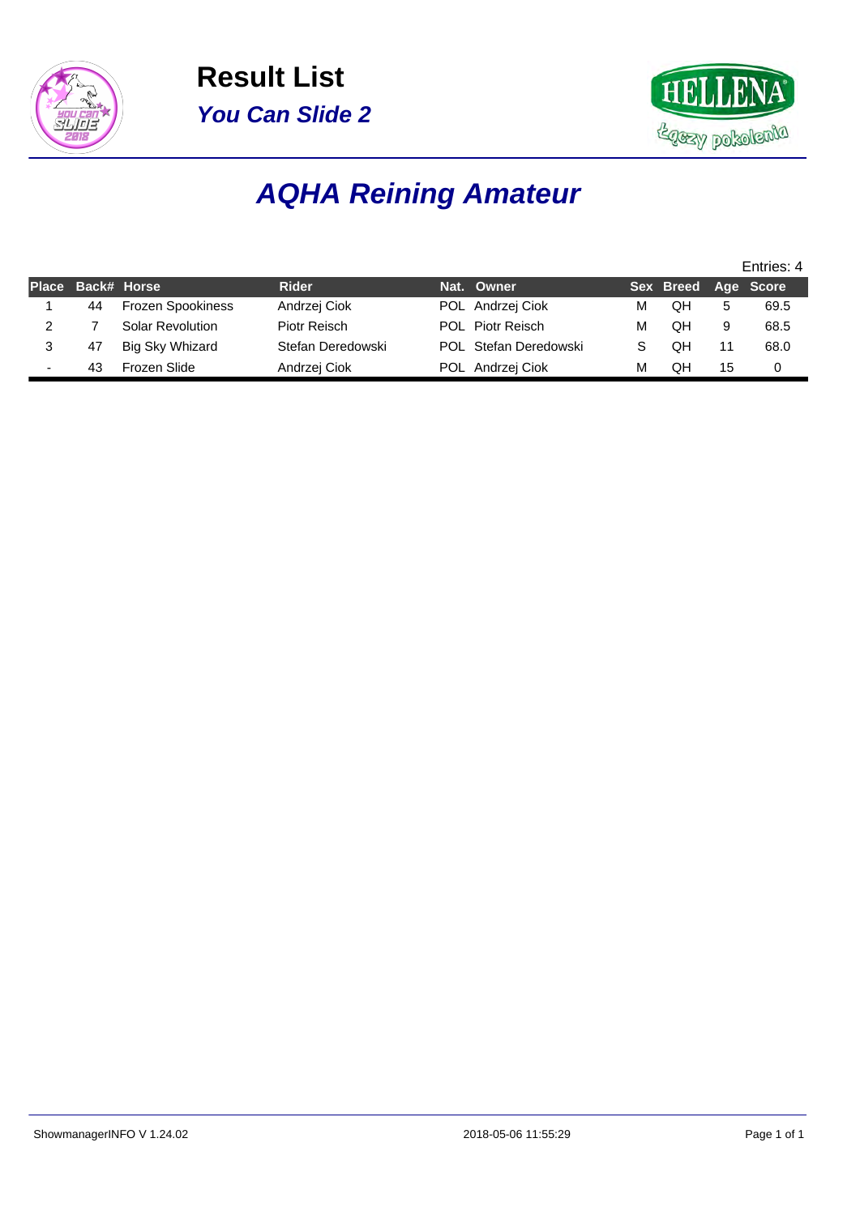# Result List

## *You Can Slide 2*

# *AQHA Reining Amateur*

Entries: 4

| Place | Back# | Horse | Rider | Nat. | Owner | Sex | Breed | Age | Score |
|---|---|---|---|---|---|---|---|---|---|
| 1 | 44 | Frozen Spookiness | Andrzej Ciok | POL | Andrzej Ciok | M | QH | 5 | 69.5 |
| 2 | 7 | Solar Revolution | Piotr Reisch | POL | Piotr Reisch | M | QH | 9 | 68.5 |
| 3 | 47 | Big Sky Whizard | Stefan Deredowski | POL | Stefan Deredowski | S | QH | 11 | 68.0 |
| - | 43 | Frozen Slide | Andrzej Ciok | POL | Andrzej Ciok | M | QH | 15 | 0 |

ShowmanagerINFO V 1.24.02 2018-05-06 11:55:29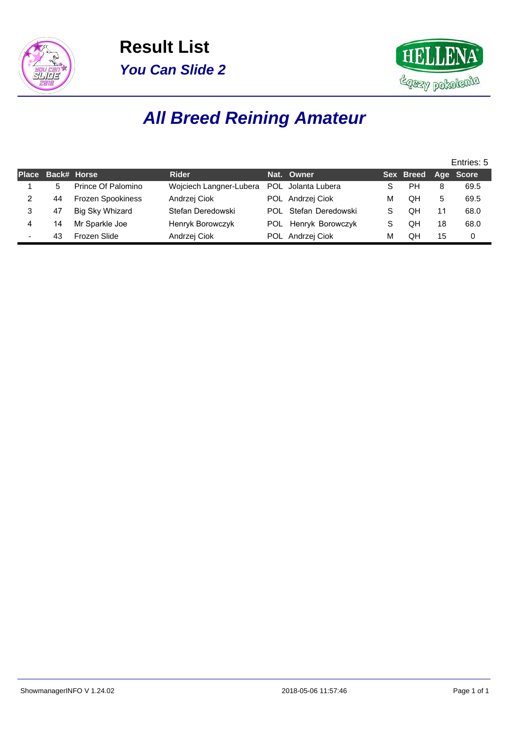# Result List

## *You Can Slide 2*

## *All Breed Reining Amateur*

Entries: 5

| Place | Back# | Horse | Rider | Nat. | Owner | Sex | Breed | Age | Score |
|---|---|---|---|---|---|---|---|---|---|
| 1 | 5 | Prince Of Palomino | Wojciech Langner-Lubera | POL | Jolanta Lubera | S | PH | 8 | 69.5 |
| 2 | 44 | Frozen Spookiness | Andrzej Ciok | POL | Andrzej Ciok | M | QH | 5 | 69.5 |
| 3 | 47 | Big Sky Whizard | Stefan Deredowski | POL | Stefan Deredowski | S | QH | 11 | 68.0 |
| 4 | 14 | Mr Sparkle Joe | Henryk Borowczyk | POL | Henryk Borowczyk | S | QH | 18 | 68.0 |
| - | 43 | Frozen Slide | Andrzej Ciok | POL | Andrzej Ciok | M | QH | 15 | 0 |

ShowmanagerINFO V 1.24.02 2018-05-06 11:57:46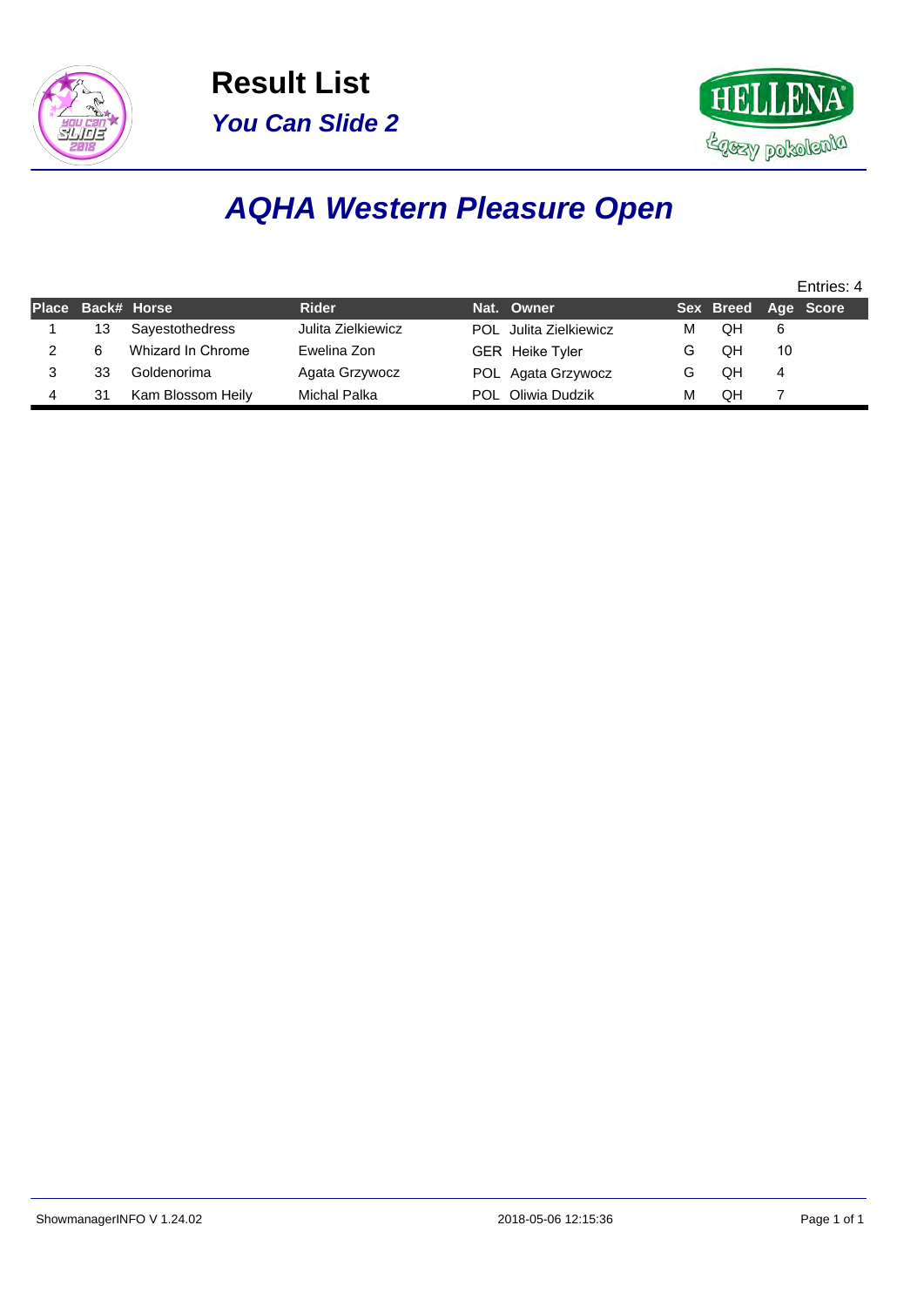# Result List

## *You Can Slide 2*

# *AQHA Western Pleasure Open*

Entries: 4

| Place | Back# | Horse | Rider | Nat. | Owner | Sex | Breed | Age | Score |
|---|---|---|---|---|---|---|---|---|---|
| 1 | 13 | Sayestothedress | Julita Zielkiewicz | POL | Julita Zielkiewicz | M | QH | 6 | |
| 2 | 6 | Whizard In Chrome | Ewelina Zon | GER | Heike Tyler | G | QH | 10 | |
| 3 | 33 | Goldenorima | Agata Grzywocz | POL | Agata Grzywocz | G | QH | 4 | |
| 4 | 31 | Kam Blossom Heily | Michal Palka | POL | Oliwia Dudzik | M | QH | 7 | |

ShowmanagerINFO V 1.24.02 2018-05-06 12:15:36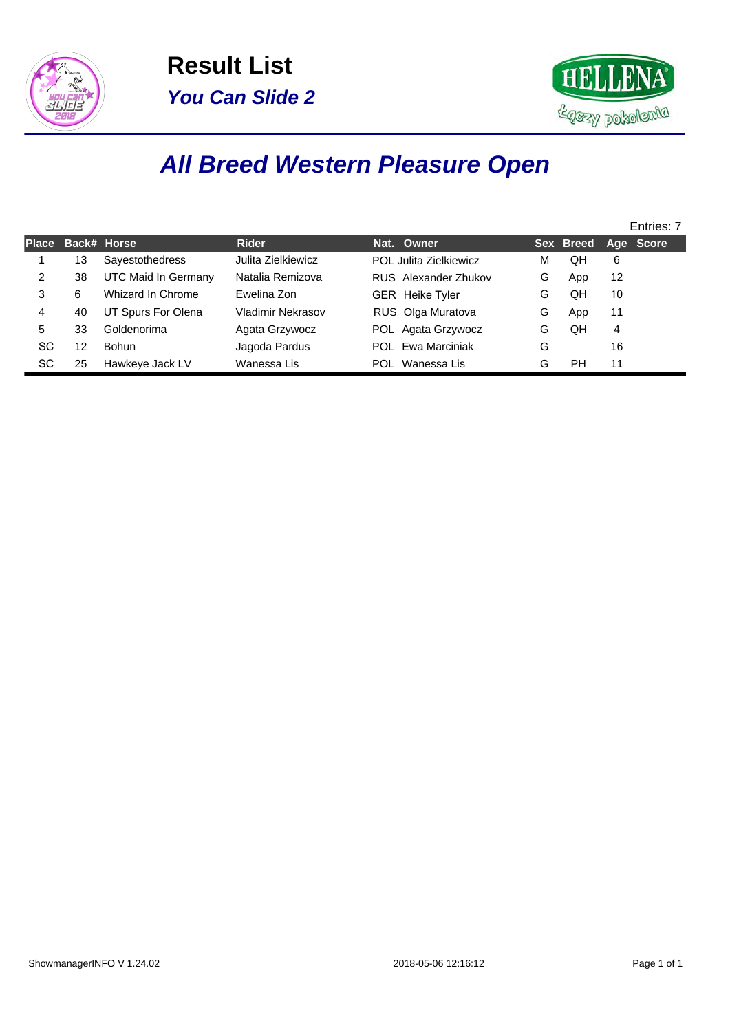# Result List

## *You Can Slide 2*

## *All Breed Western Pleasure Open*

Entries: 7

| Place | Back# | Horse | Rider | Nat. | Owner | Sex | Breed | Age | Score |
|---|---|---|---|---|---|---|---|---|---|
| 1 | 13 | Sayestothedress | Julita Zielkiewicz | POL | Julita Zielkiewicz | M | QH | 6 | |
| 2 | 38 | UTC Maid In Germany | Natalia Remizova | RUS | Alexander Zhukov | G | App | 12 | |
| 3 | 6 | Whizard In Chrome | Ewelina Zon | GER | Heike Tyler | G | QH | 10 | |
| 4 | 40 | UT Spurs For Olena | Vladimir Nekrasov | RUS | Olga Muratova | G | App | 11 | |
| 5 | 33 | Goldenorima | Agata Grzywocz | POL | Agata Grzywocz | G | QH | 4 | |
| SC | 12 | Bohun | Jagoda Pardus | POL | Ewa Marciniak | G | | 16 | |
| SC | 25 | Hawkeye Jack LV | Wanessa Lis | POL | Wanessa Lis | G | PH | 11 | |

ShowmanagerINFO V 1.24.02 2018-05-06 12:16:12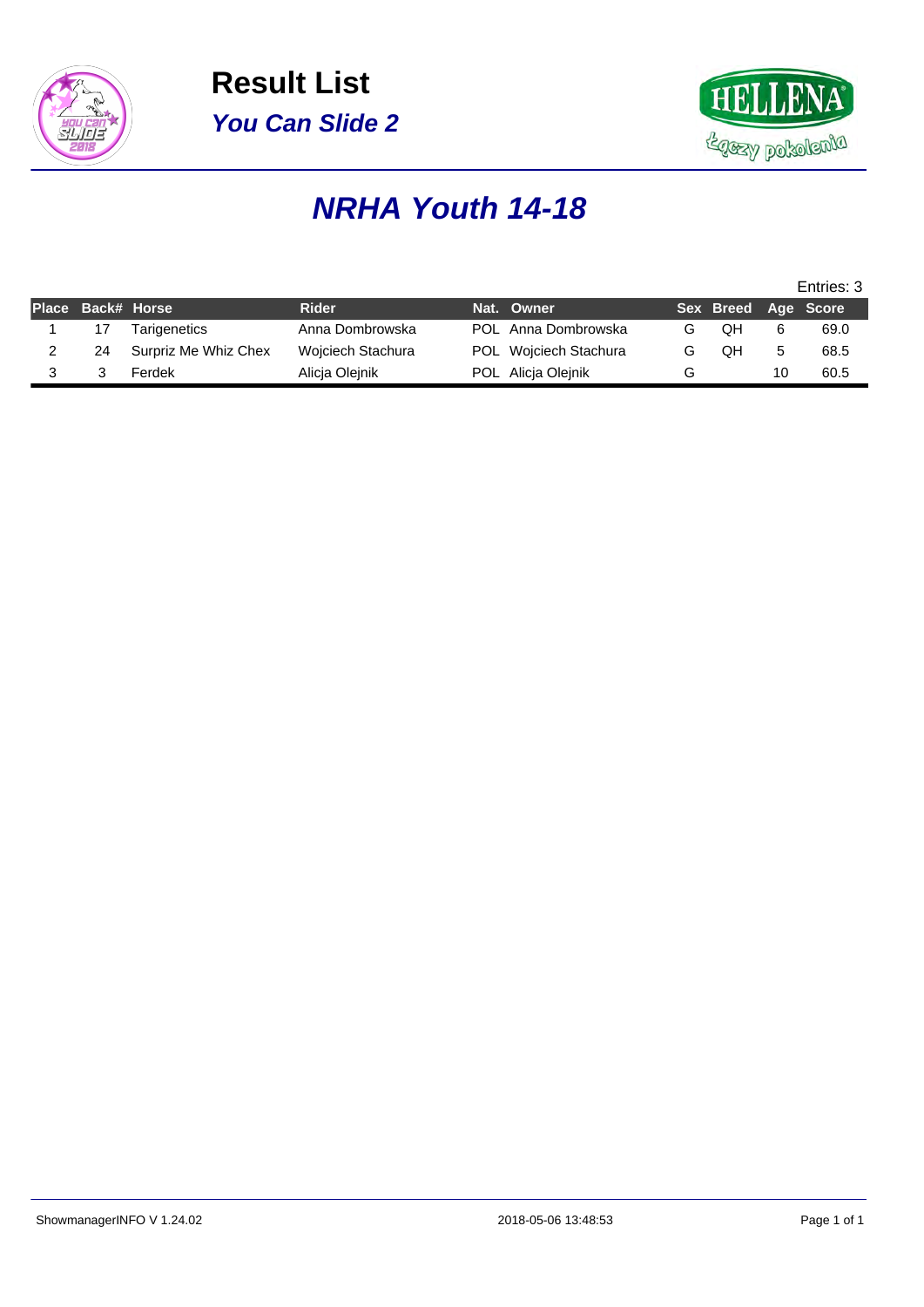# Result List

## *You Can Slide 2*

## *NRHA Youth 14-18*

Entries: 3

| Place | Back# | Horse | Rider | Nat. | Owner | Sex | Breed | Age | Score |
|---|---|---|---|---|---|---|---|---|---|
| 1 | 17 | Tarigenetics | Anna Dombrowska | POL | Anna Dombrowska | G | QH | 6 | 69.0 |
| 2 | 24 | Surpriz Me Whiz Chex | Wojciech Stachura | POL | Wojciech Stachura | G | QH | 5 | 68.5 |
| 3 | 3 | Ferdek | Alicja Olejnik | POL | Alicja Olejnik | G | | 10 | 60.5 |

ShowmanagerINFO V 1.24.02 2018-05-06 13:48:53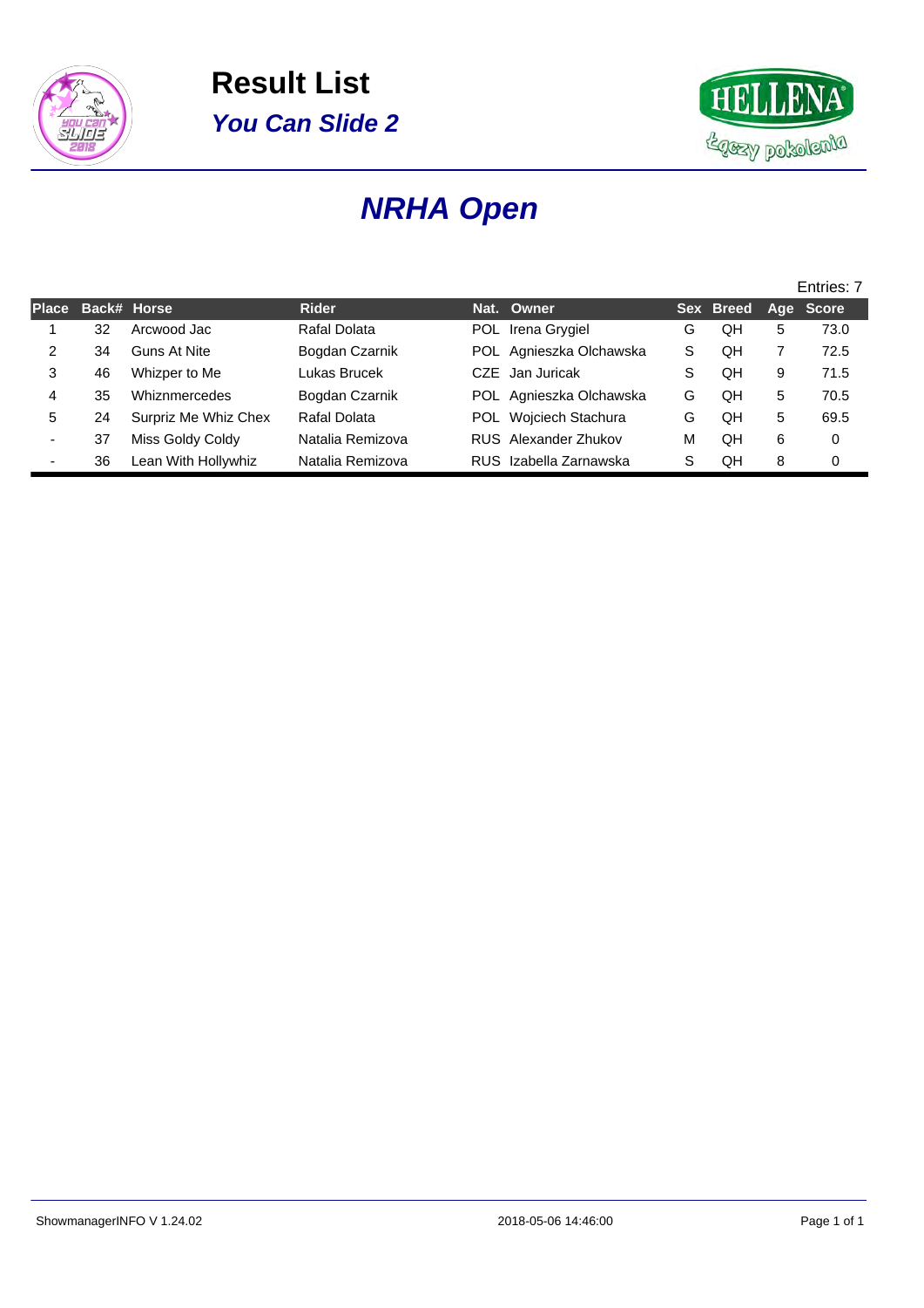# Result List

## *You Can Slide 2*

# *NRHA Open*

Entries: 7

| Place | Back# | Horse | Rider | Nat. | Owner | Sex | Breed | Age | Score |
|---|---|---|---|---|---|---|---|---|---|
| 1 | 32 | Arcwood Jac | Rafal Dolata | POL | Irena Grygiel | G | QH | 5 | 73.0 |
| 2 | 34 | Guns At Nite | Bogdan Czarnik | POL | Agnieszka Olchawska | S | QH | 7 | 72.5 |
| 3 | 46 | Whizper to Me | Lukas Brucek | CZE | Jan Juricak | S | QH | 9 | 71.5 |
| 4 | 35 | Whiznmercedes | Bogdan Czarnik | POL | Agnieszka Olchawska | G | QH | 5 | 70.5 |
| 5 | 24 | Surpriz Me Whiz Chex | Rafal Dolata | POL | Wojciech Stachura | G | QH | 5 | 69.5 |
| - | 37 | Miss Goldy Coldy | Natalia Remizova | RUS | Alexander Zhukov | M | QH | 6 | 0 |
| - | 36 | Lean With Hollywhiz | Natalia Remizova | RUS | Izabella Zarnawska | S | QH | 8 | 0 |

ShowmanagerINFO V 1.24.02 2018-05-06 14:46:00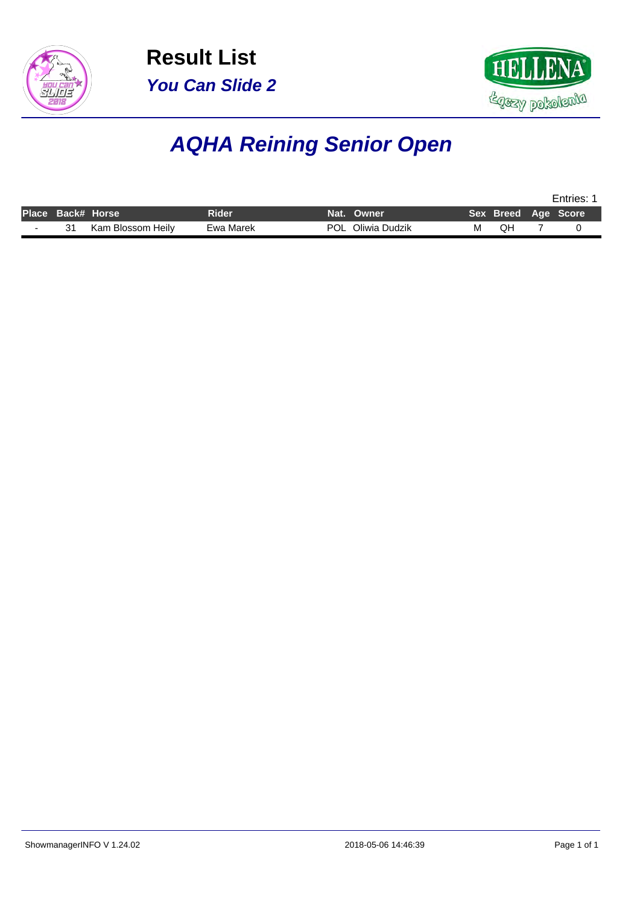# Result List

## *You Can Slide 2*

# *AQHA Reining Senior Open*

Entries: 1

| Place | Back# | Horse | Rider | Nat. | Owner | Sex | Breed | Age | Score |
|---|---|---|---|---|---|---|---|---|---|
| - | 31 | Kam Blossom Heily | Ewa Marek | POL | Oliwia Dudzik | M | QH | 7 | 0 |

ShowmanagerINFO V 1.24.02 2018-05-06 14:46:39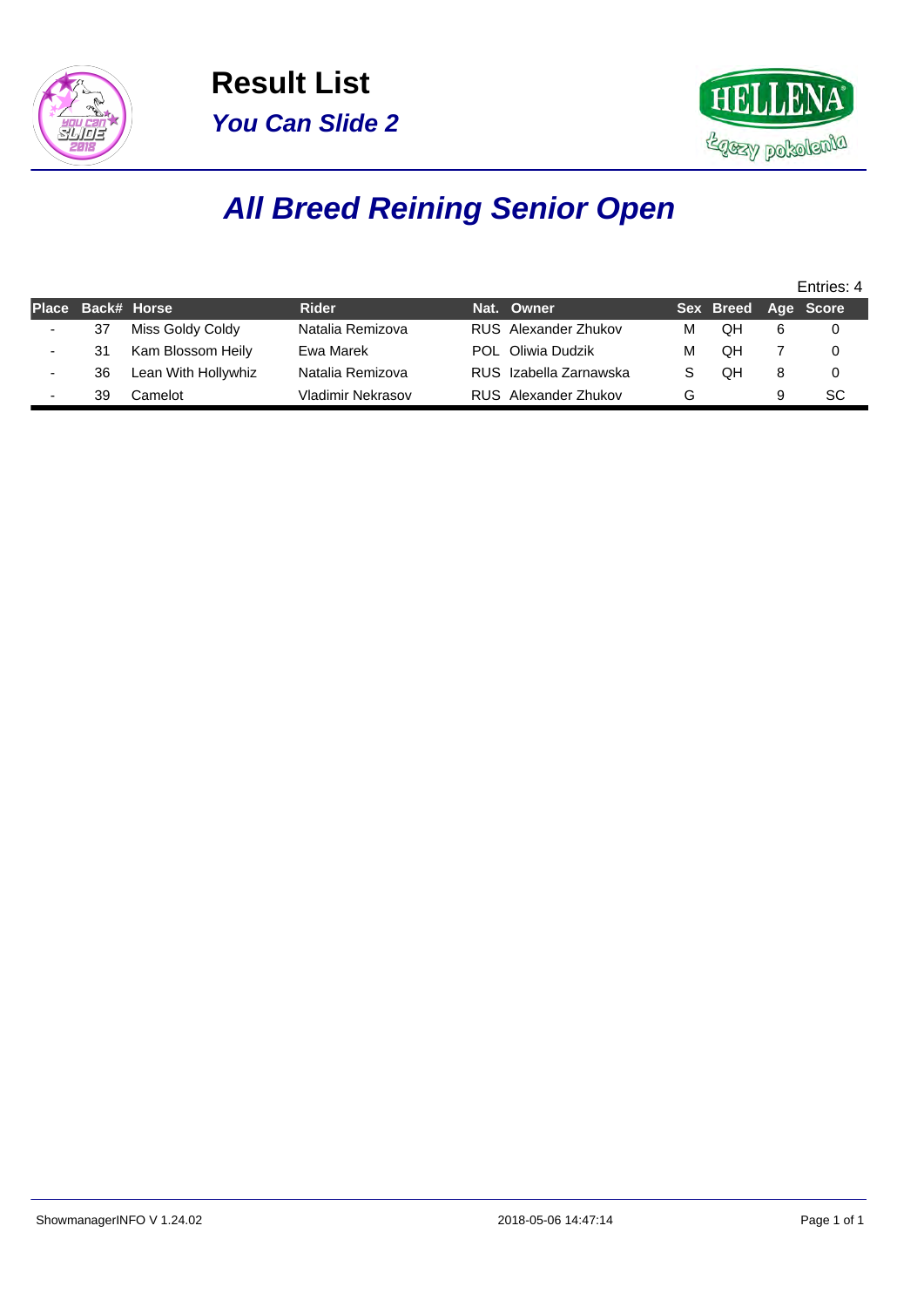# Result List

## *You Can Slide 2*

## *All Breed Reining Senior Open*

Entries: 4

| Place | Back# | Horse | Rider | Nat. | Owner | Sex | Breed | Age | Score |
|---|---|---|---|---|---|---|---|---|---|
| - | 37 | Miss Goldy Coldy | Natalia Remizova | RUS | Alexander Zhukov | M | QH | 6 | 0 |
| - | 31 | Kam Blossom Heily | Ewa Marek | POL | Oliwia Dudzik | M | QH | 7 | 0 |
| - | 36 | Lean With Hollywhiz | Natalia Remizova | RUS | Izabella Zarnawska | S | QH | 8 | 0 |
| - | 39 | Camelot | Vladimir Nekrasov | RUS | Alexander Zhukov | G | | 9 | SC |

ShowmanagerINFO V 1.24.02 2018-05-06 14:47:14